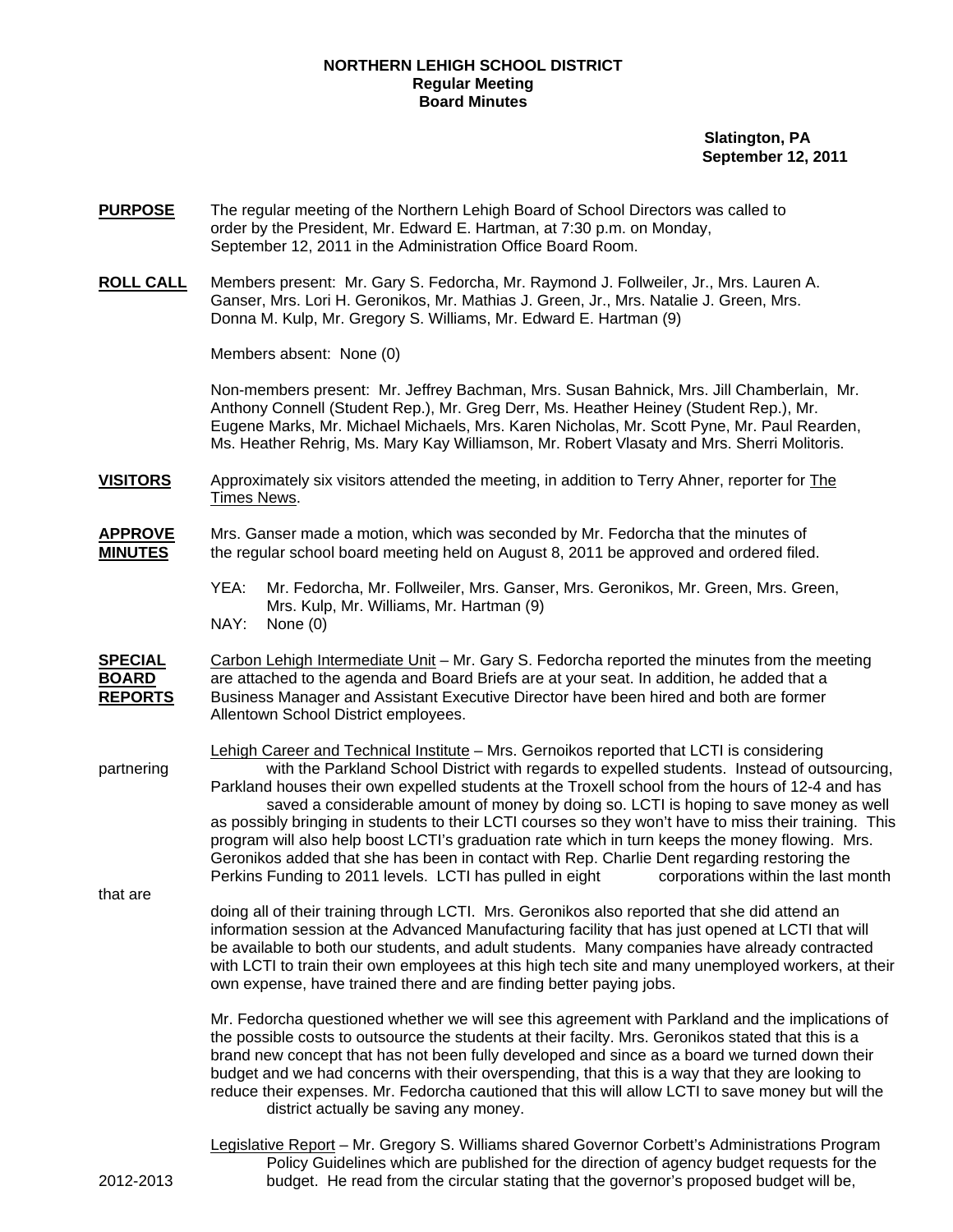**NORTHERN LEHIGH SCHOOL DISTRICT**
**Regular Meeting**
**Board Minutes**

**Slatington, PA**
**September 12, 2011**

**PURPOSE** The regular meeting of the Northern Lehigh Board of School Directors was called to order by the President, Mr. Edward E. Hartman, at 7:30 p.m. on Monday, September 12, 2011 in the Administration Office Board Room.

**ROLL CALL** Members present: Mr. Gary S. Fedorcha, Mr. Raymond J. Follweiler, Jr., Mrs. Lauren A. Ganser, Mrs. Lori H. Geronikos, Mr. Mathias J. Green, Jr., Mrs. Natalie J. Green, Mrs. Donna M. Kulp, Mr. Gregory S. Williams, Mr. Edward E. Hartman (9)

Members absent: None (0)

Non-members present: Mr. Jeffrey Bachman, Mrs. Susan Bahnick, Mrs. Jill Chamberlain, Mr. Anthony Connell (Student Rep.), Mr. Greg Derr, Ms. Heather Heiney (Student Rep.), Mr. Eugene Marks, Mr. Michael Michaels, Mrs. Karen Nicholas, Mr. Scott Pyne, Mr. Paul Rearden, Ms. Heather Rehrig, Ms. Mary Kay Williamson, Mr. Robert Vlasaty and Mrs. Sherri Molitoris.

**VISITORS** Approximately six visitors attended the meeting, in addition to Terry Ahner, reporter for The Times News.

**APPROVE MINUTES** Mrs. Ganser made a motion, which was seconded by Mr. Fedorcha that the minutes of the regular school board meeting held on August 8, 2011 be approved and ordered filed.

YEA: Mr. Fedorcha, Mr. Follweiler, Mrs. Ganser, Mrs. Geronikos, Mr. Green, Mrs. Green, Mrs. Kulp, Mr. Williams, Mr. Hartman (9)
NAY: None (0)

**SPECIAL BOARD REPORTS** Carbon Lehigh Intermediate Unit – Mr. Gary S. Fedorcha reported the minutes from the meeting are attached to the agenda and Board Briefs are at your seat. In addition, he added that a Business Manager and Assistant Executive Director have been hired and both are former Allentown School District employees.

Lehigh Career and Technical Institute – Mrs. Gernoikos reported that LCTI is considering partnering with the Parkland School District with regards to expelled students. Instead of outsourcing, Parkland houses their own expelled students at the Troxell school from the hours of 12-4 and has saved a considerable amount of money by doing so. LCTI is hoping to save money as well as possibly bringing in students to their LCTI courses so they won't have to miss their training. This program will also help boost LCTI's graduation rate which in turn keeps the money flowing. Mrs. Geronikos added that she has been in contact with Rep. Charlie Dent regarding restoring the Perkins Funding to 2011 levels. LCTI has pulled in eight corporations within the last month that are doing all of their training through LCTI. Mrs. Geronikos also reported that she did attend an information session at the Advanced Manufacturing facility that has just opened at LCTI that will be available to both our students, and adult students. Many companies have already contracted with LCTI to train their own employees at this high tech site and many unemployed workers, at their own expense, have trained there and are finding better paying jobs.

Mr. Fedorcha questioned whether we will see this agreement with Parkland and the implications of the possible costs to outsource the students at their facilty. Mrs. Geronikos stated that this is a brand new concept that has not been fully developed and since as a board we turned down their budget and we had concerns with their overspending, that this is a way that they are looking to reduce their expenses. Mr. Fedorcha cautioned that this will allow LCTI to save money but will the district actually be saving any money.

Legislative Report – Mr. Gregory S. Williams shared Governor Corbett's Administrations Program Policy Guidelines which are published for the direction of agency budget requests for the 2012-2013 budget. He read from the circular stating that the governor's proposed budget will be,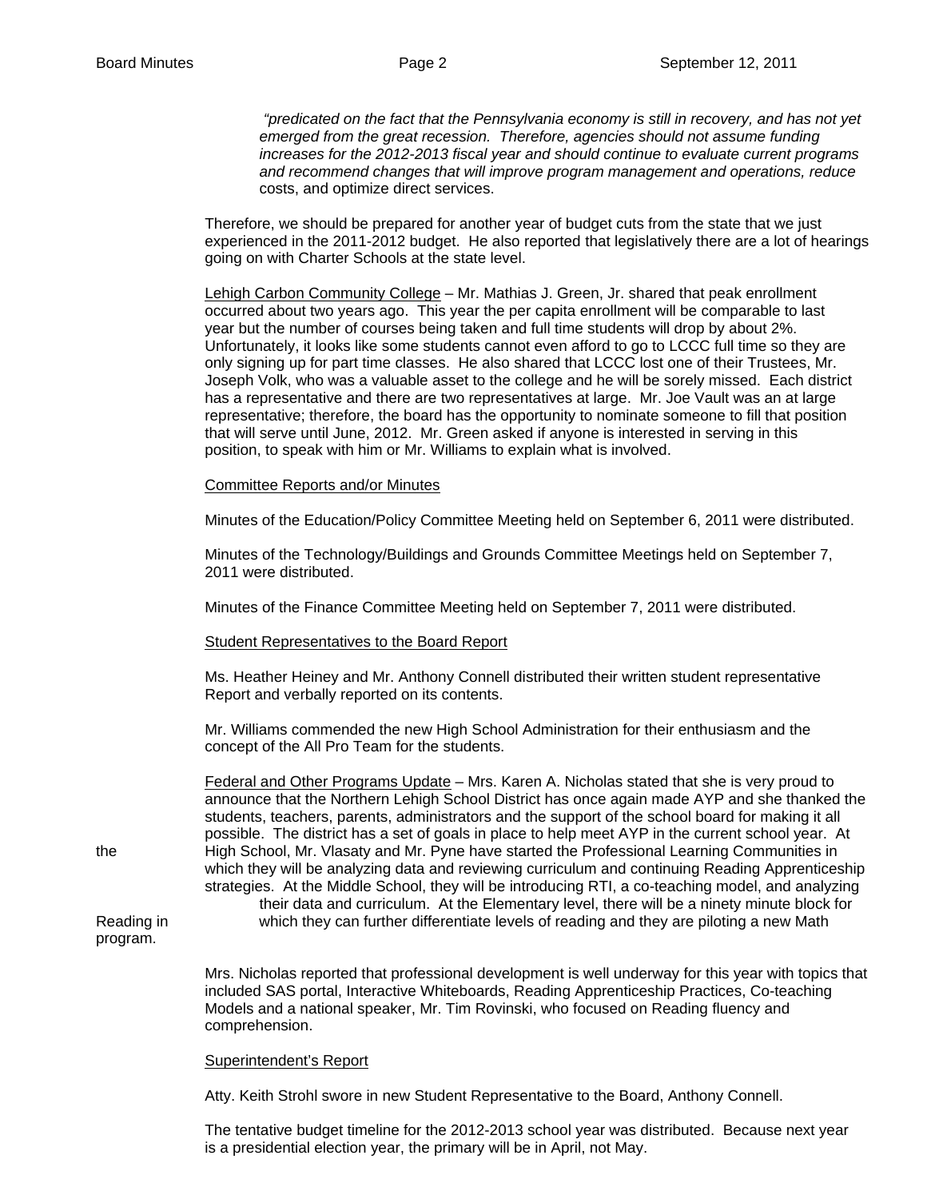*"predicated on the fact that the Pennsylvania economy is still in recovery, and has not yet emerged from the great recession. Therefore, agencies should not assume funding increases for the 2012-2013 fiscal year and should continue to evaluate current programs and recommend changes that will improve program management and operations, reduce* costs, and optimize direct services.

Therefore, we should be prepared for another year of budget cuts from the state that we just experienced in the 2011-2012 budget. He also reported that legislatively there are a lot of hearings going on with Charter Schools at the state level.

Lehigh Carbon Community College – Mr. Mathias J. Green, Jr. shared that peak enrollment occurred about two years ago. This year the per capita enrollment will be comparable to last year but the number of courses being taken and full time students will drop by about 2%. Unfortunately, it looks like some students cannot even afford to go to LCCC full time so they are only signing up for part time classes. He also shared that LCCC lost one of their Trustees, Mr. Joseph Volk, who was a valuable asset to the college and he will be sorely missed. Each district has a representative and there are two representatives at large. Mr. Joe Vault was an at large representative; therefore, the board has the opportunity to nominate someone to fill that position that will serve until June, 2012. Mr. Green asked if anyone is interested in serving in this position, to speak with him or Mr. Williams to explain what is involved.

Committee Reports and/or Minutes

Minutes of the Education/Policy Committee Meeting held on September 6, 2011 were distributed.

Minutes of the Technology/Buildings and Grounds Committee Meetings held on September 7, 2011 were distributed.

Minutes of the Finance Committee Meeting held on September 7, 2011 were distributed.

Student Representatives to the Board Report

Ms. Heather Heiney and Mr. Anthony Connell distributed their written student representative Report and verbally reported on its contents.

Mr. Williams commended the new High School Administration for their enthusiasm and the concept of the All Pro Team for the students.

Federal and Other Programs Update – Mrs. Karen A. Nicholas stated that she is very proud to announce that the Northern Lehigh School District has once again made AYP and she thanked the students, teachers, parents, administrators and the support of the school board for making it all possible. The district has a set of goals in place to help meet AYP in the current school year. At the High School, Mr. Vlasaty and Mr. Pyne have started the Professional Learning Communities in which they will be analyzing data and reviewing curriculum and continuing Reading Apprenticeship strategies. At the Middle School, they will be introducing RTI, a co-teaching model, and analyzing their data and curriculum. At the Elementary level, there will be a ninety minute block for Reading in which they can further differentiate levels of reading and they are piloting a new Math program.

Mrs. Nicholas reported that professional development is well underway for this year with topics that included SAS portal, Interactive Whiteboards, Reading Apprenticeship Practices, Co-teaching Models and a national speaker, Mr. Tim Rovinski, who focused on Reading fluency and comprehension.

Superintendent's Report

Atty. Keith Strohl swore in new Student Representative to the Board, Anthony Connell.

The tentative budget timeline for the 2012-2013 school year was distributed. Because next year is a presidential election year, the primary will be in April, not May.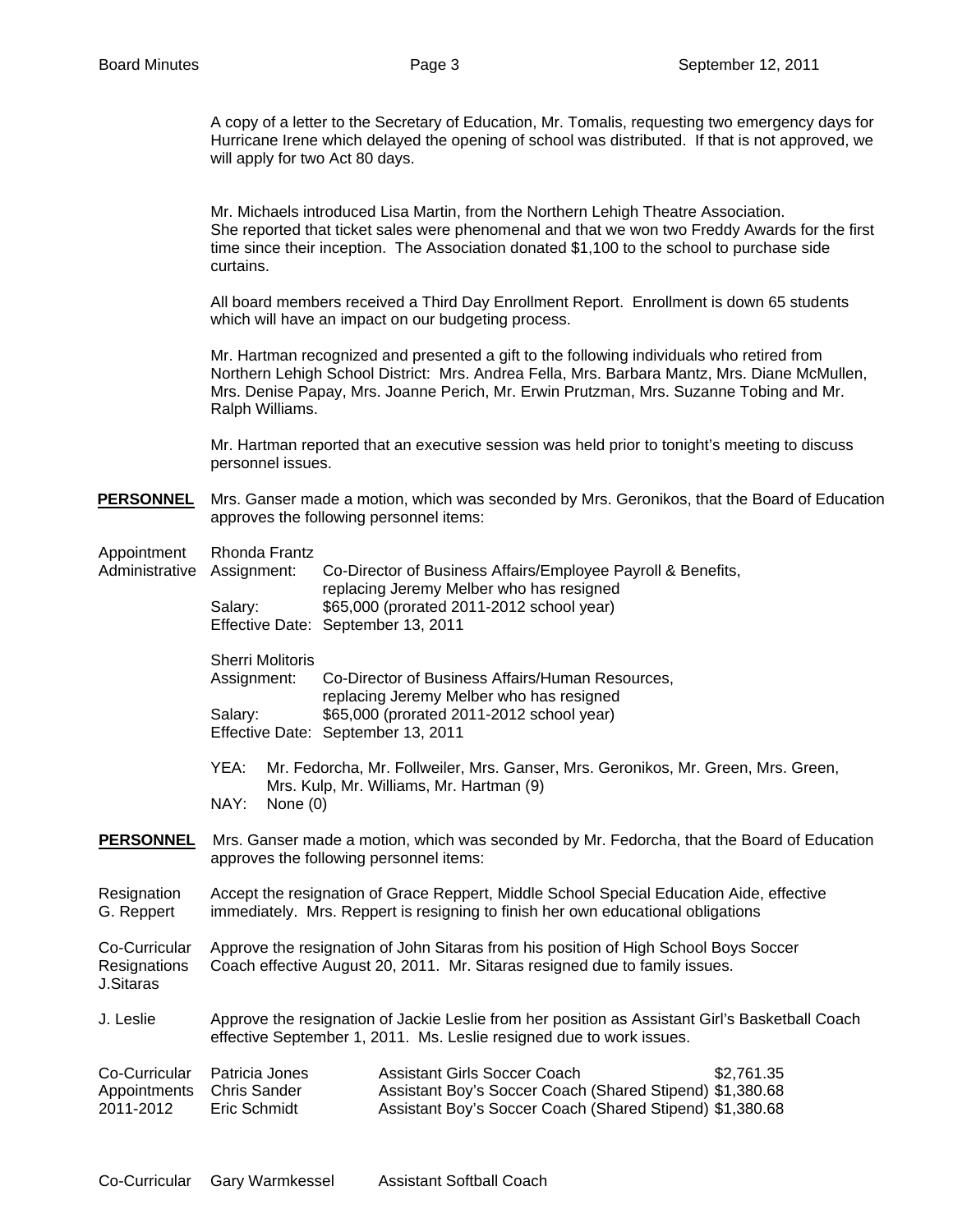A copy of a letter to the Secretary of Education, Mr. Tomalis, requesting two emergency days for Hurricane Irene which delayed the opening of school was distributed. If that is not approved, we will apply for two Act 80 days.

Mr. Michaels introduced Lisa Martin, from the Northern Lehigh Theatre Association. She reported that ticket sales were phenomenal and that we won two Freddy Awards for the first time since their inception. The Association donated $1,100 to the school to purchase side curtains.

All board members received a Third Day Enrollment Report. Enrollment is down 65 students which will have an impact on our budgeting process.

Mr. Hartman recognized and presented a gift to the following individuals who retired from Northern Lehigh School District: Mrs. Andrea Fella, Mrs. Barbara Mantz, Mrs. Diane McMullen, Mrs. Denise Papay, Mrs. Joanne Perich, Mr. Erwin Prutzman, Mrs. Suzanne Tobing and Mr. Ralph Williams.

Mr. Hartman reported that an executive session was held prior to tonight's meeting to discuss personnel issues.

**PERSONNEL** Mrs. Ganser made a motion, which was seconded by Mrs. Geronikos, that the Board of Education approves the following personnel items:

Appointment Administrative

Rhonda Frantz
Assignment: Co-Director of Business Affairs/Employee Payroll & Benefits, replacing Jeremy Melber who has resigned
Salary: $65,000 (prorated 2011-2012 school year)
Effective Date: September 13, 2011

Sherri Molitoris
Assignment: Co-Director of Business Affairs/Human Resources, replacing Jeremy Melber who has resigned
Salary: $65,000 (prorated 2011-2012 school year)
Effective Date: September 13, 2011

YEA: Mr. Fedorcha, Mr. Follweiler, Mrs. Ganser, Mrs. Geronikos, Mr. Green, Mrs. Green, Mrs. Kulp, Mr. Williams, Mr. Hartman (9)
NAY: None (0)

**PERSONNEL** Mrs. Ganser made a motion, which was seconded by Mr. Fedorcha, that the Board of Education approves the following personnel items:

Resignation G. Reppert — Accept the resignation of Grace Reppert, Middle School Special Education Aide, effective immediately. Mrs. Reppert is resigning to finish her own educational obligations

Co-Curricular Resignations J.Sitaras — Approve the resignation of John Sitaras from his position of High School Boys Soccer Coach effective August 20, 2011. Mr. Sitaras resigned due to family issues.

J. Leslie — Approve the resignation of Jackie Leslie from her position as Assistant Girl's Basketball Coach effective September 1, 2011. Ms. Leslie resigned due to work issues.

Co-Curricular Appointments 2011-2012

| Name | Position | Stipend |
|---|---|---|
| Patricia Jones | Assistant Girls Soccer Coach | $2,761.35 |
| Chris Sander | Assistant Boy's Soccer Coach (Shared Stipend) | $1,380.68 |
| Eric Schmidt | Assistant Boy's Soccer Coach (Shared Stipend) | $1,380.68 |

Co-Curricular Gary Warmkessel Assistant Softball Coach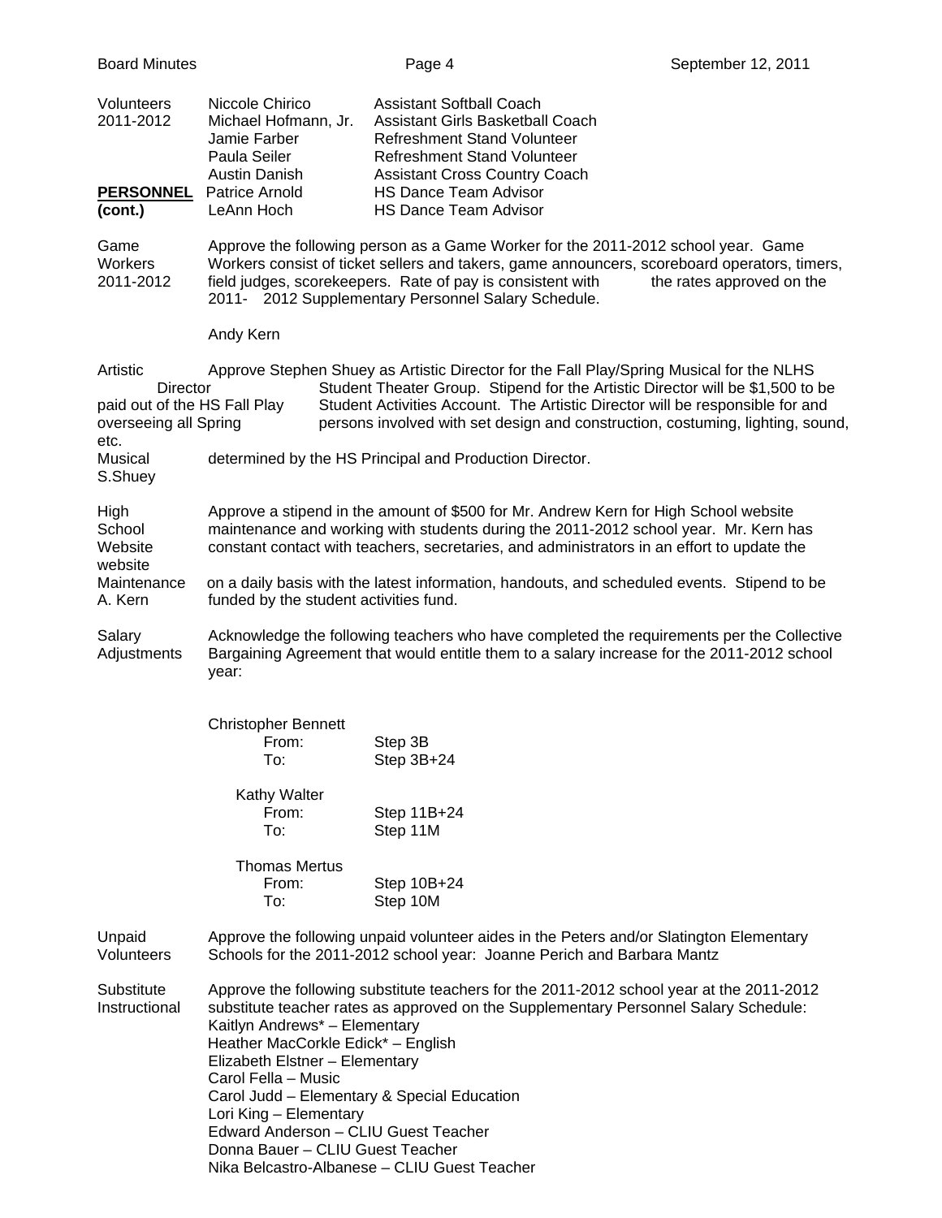Volunteers 2011-2012

| | |
|---|---|
| Niccole Chirico | Assistant Softball Coach |
| Michael Hofmann, Jr. | Assistant Girls Basketball Coach |
| Jamie Farber | Refreshment Stand Volunteer |
| Paula Seiler | Refreshment Stand Volunteer |
| Austin Danish | Assistant Cross Country Coach |
| Patrice Arnold | HS Dance Team Advisor |
| LeAnn Hoch | HS Dance Team Advisor |

**PERSONNEL (cont.)**

Game Workers 2011-2012

Approve the following person as a Game Worker for the 2011-2012 school year. Game Workers consist of ticket sellers and takers, game announcers, scoreboard operators, timers, field judges, scorekeepers. Rate of pay is consistent with the rates approved on the 2011- 2012 Supplementary Personnel Salary Schedule.

Andy Kern

Artistic Director Fall Play Spring Musical S.Shuey

Approve Stephen Shuey as Artistic Director for the Fall Play/Spring Musical for the NLHS Student Theater Group. Stipend for the Artistic Director will be $1,500 to be paid out of the HS Student Activities Account. The Artistic Director will be responsible for and overseeing all persons involved with set design and construction, costuming, lighting, sound, etc. determined by the HS Principal and Production Director.

High School Website Maintenance A. Kern

Approve a stipend in the amount of $500 for Mr. Andrew Kern for High School website maintenance and working with students during the 2011-2012 school year. Mr. Kern has constant contact with teachers, secretaries, and administrators in an effort to update the website on a daily basis with the latest information, handouts, and scheduled events. Stipend to be funded by the student activities fund.

Salary Adjustments

Acknowledge the following teachers who have completed the requirements per the Collective Bargaining Agreement that would entitle them to a salary increase for the 2011-2012 school year:

Christopher Bennett
From: Step 3B
To: Step 3B+24

Kathy Walter
From: Step 11B+24
To: Step 11M

Thomas Mertus
From: Step 10B+24
To: Step 10M

Unpaid Volunteers

Approve the following unpaid volunteer aides in the Peters and/or Slatington Elementary Schools for the 2011-2012 school year: Joanne Perich and Barbara Mantz

Substitute Instructional

Approve the following substitute teachers for the 2011-2012 school year at the 2011-2012 substitute teacher rates as approved on the Supplementary Personnel Salary Schedule:

Kaitlyn Andrews* – Elementary
Heather MacCorkle Edick* – English
Elizabeth Elstner – Elementary
Carol Fella – Music
Carol Judd – Elementary & Special Education
Lori King – Elementary
Edward Anderson – CLIU Guest Teacher
Donna Bauer – CLIU Guest Teacher
Nika Belcastro-Albanese – CLIU Guest Teacher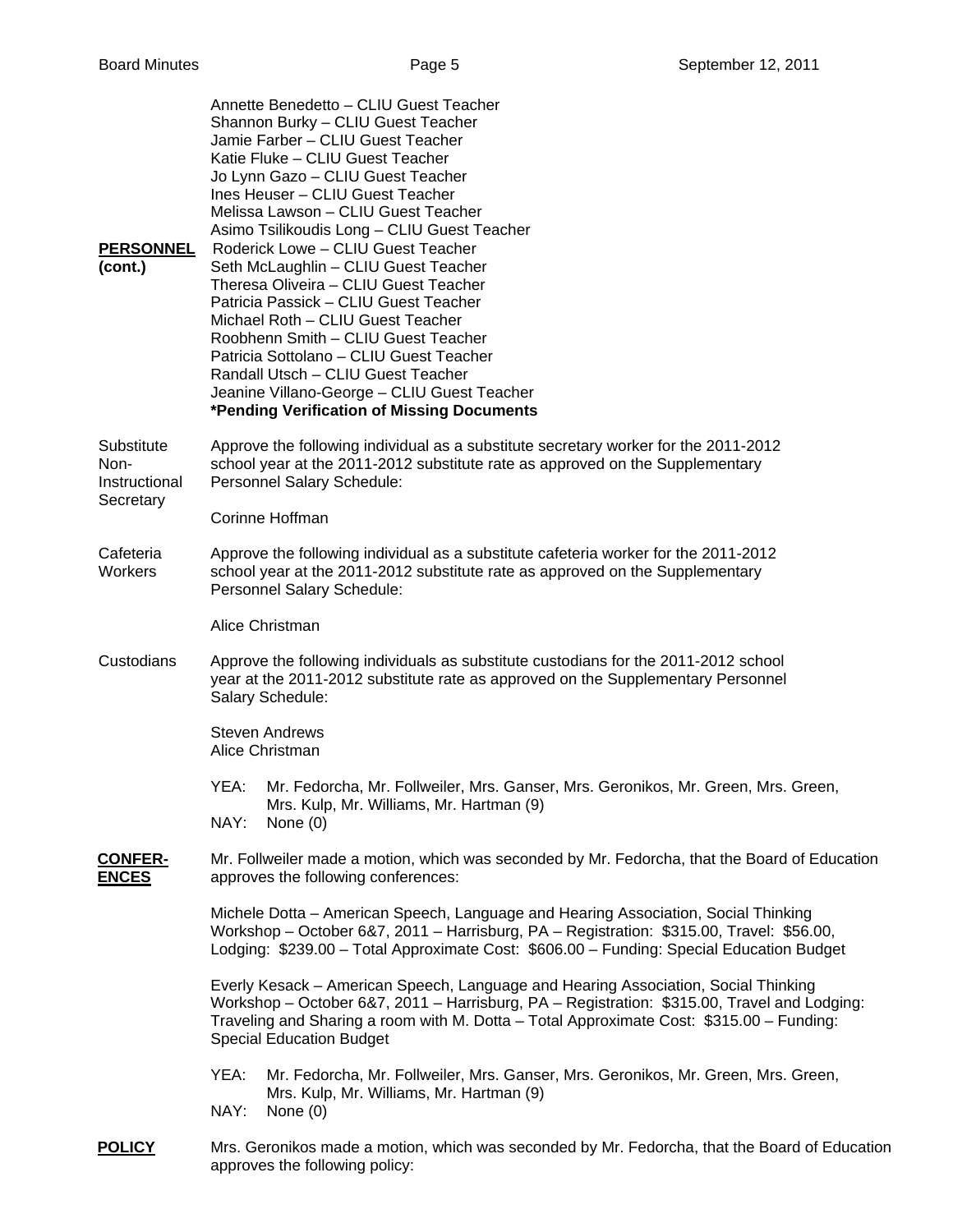Annette Benedetto – CLIU Guest Teacher
Shannon Burky – CLIU Guest Teacher
Jamie Farber – CLIU Guest Teacher
Katie Fluke – CLIU Guest Teacher
Jo Lynn Gazo – CLIU Guest Teacher
Ines Heuser – CLIU Guest Teacher
Melissa Lawson – CLIU Guest Teacher
Asimo Tsilikoudis Long – CLIU Guest Teacher

**PERSONNEL (cont.)**

Roderick Lowe – CLIU Guest Teacher
Seth McLaughlin – CLIU Guest Teacher
Theresa Oliveira – CLIU Guest Teacher
Patricia Passick – CLIU Guest Teacher
Michael Roth – CLIU Guest Teacher
Roobhenn Smith – CLIU Guest Teacher
Patricia Sottolano – CLIU Guest Teacher
Randall Utsch – CLIU Guest Teacher
Jeanine Villano-George – CLIU Guest Teacher
**\*Pending Verification of Missing Documents**

Substitute Non-Instructional Secretary

Approve the following individual as a substitute secretary worker for the 2011-2012 school year at the 2011-2012 substitute rate as approved on the Supplementary Personnel Salary Schedule:

Corinne Hoffman

Cafeteria Workers

Approve the following individual as a substitute cafeteria worker for the 2011-2012 school year at the 2011-2012 substitute rate as approved on the Supplementary Personnel Salary Schedule:

Alice Christman

Custodians

Approve the following individuals as substitute custodians for the 2011-2012 school year at the 2011-2012 substitute rate as approved on the Supplementary Personnel Salary Schedule:

Steven Andrews
Alice Christman

YEA: Mr. Fedorcha, Mr. Follweiler, Mrs. Ganser, Mrs. Geronikos, Mr. Green, Mrs. Green, Mrs. Kulp, Mr. Williams, Mr. Hartman (9)
NAY: None (0)

**CONFER-ENCES**

Mr. Follweiler made a motion, which was seconded by Mr. Fedorcha, that the Board of Education approves the following conferences:

Michele Dotta – American Speech, Language and Hearing Association, Social Thinking Workshop – October 6&7, 2011 – Harrisburg, PA – Registration: $315.00, Travel: $56.00, Lodging: $239.00 – Total Approximate Cost: $606.00 – Funding: Special Education Budget

Everly Kesack – American Speech, Language and Hearing Association, Social Thinking Workshop – October 6&7, 2011 – Harrisburg, PA – Registration: $315.00, Travel and Lodging: Traveling and Sharing a room with M. Dotta – Total Approximate Cost: $315.00 – Funding: Special Education Budget

YEA: Mr. Fedorcha, Mr. Follweiler, Mrs. Ganser, Mrs. Geronikos, Mr. Green, Mrs. Green, Mrs. Kulp, Mr. Williams, Mr. Hartman (9)
NAY: None (0)

**POLICY**

Mrs. Geronikos made a motion, which was seconded by Mr. Fedorcha, that the Board of Education approves the following policy: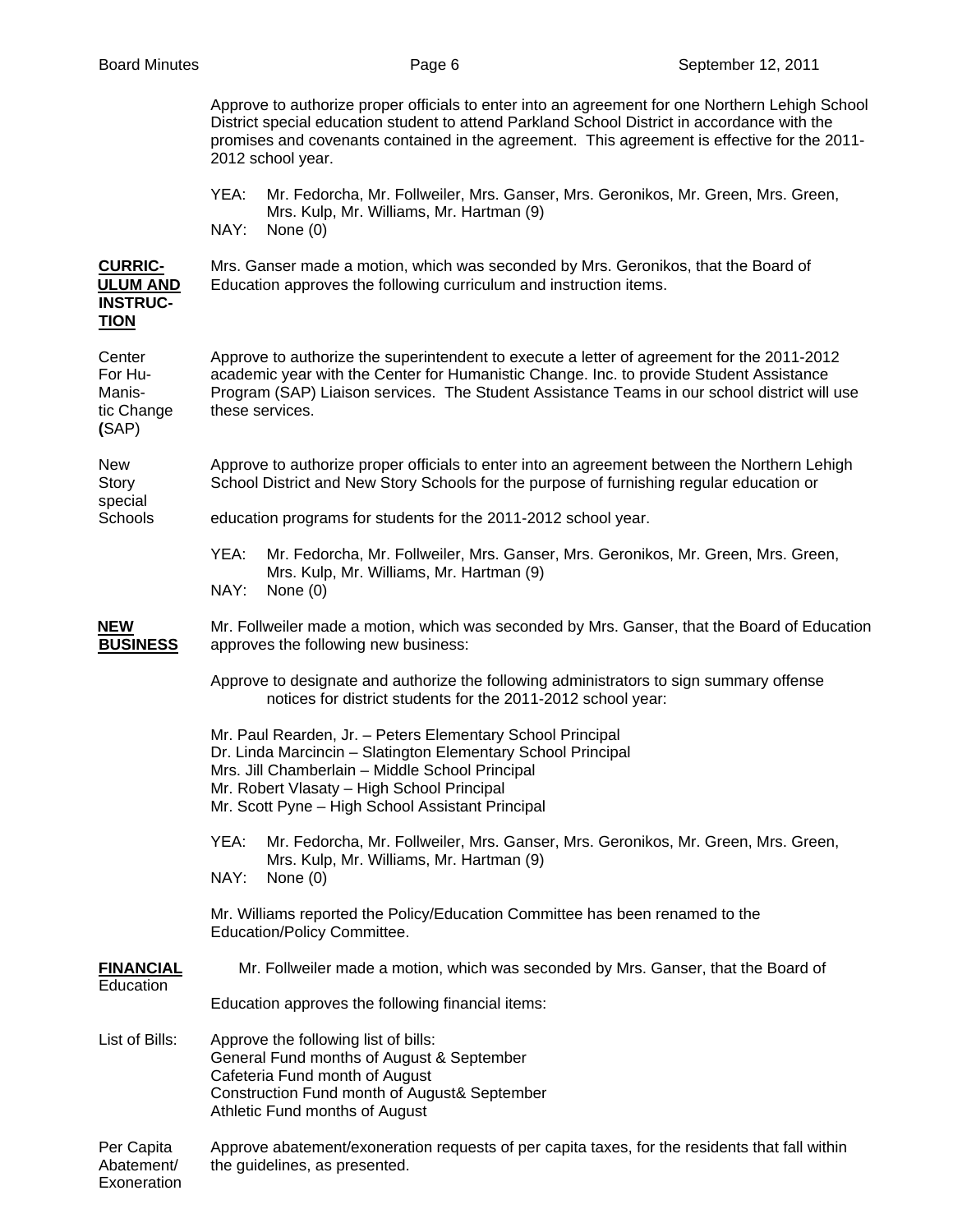Approve to authorize proper officials to enter into an agreement for one Northern Lehigh School District special education student to attend Parkland School District in accordance with the promises and covenants contained in the agreement. This agreement is effective for the 2011-2012 school year.

YEA: Mr. Fedorcha, Mr. Follweiler, Mrs. Ganser, Mrs. Geronikos, Mr. Green, Mrs. Green, Mrs. Kulp, Mr. Williams, Mr. Hartman (9)
NAY: None (0)

**CURRICULUM AND INSTRUCTION**

Mrs. Ganser made a motion, which was seconded by Mrs. Geronikos, that the Board of Education approves the following curriculum and instruction items.

Center For Humanistic Change (SAP)

Approve to authorize the superintendent to execute a letter of agreement for the 2011-2012 academic year with the Center for Humanistic Change. Inc. to provide Student Assistance Program (SAP) Liaison services. The Student Assistance Teams in our school district will use these services.

New Story Schools

Approve to authorize proper officials to enter into an agreement between the Northern Lehigh School District and New Story Schools for the purpose of furnishing regular education or special education programs for students for the 2011-2012 school year.

YEA: Mr. Fedorcha, Mr. Follweiler, Mrs. Ganser, Mrs. Geronikos, Mr. Green, Mrs. Green, Mrs. Kulp, Mr. Williams, Mr. Hartman (9)
NAY: None (0)

**NEW BUSINESS**

Mr. Follweiler made a motion, which was seconded by Mrs. Ganser, that the Board of Education approves the following new business:

Approve to designate and authorize the following administrators to sign summary offense notices for district students for the 2011-2012 school year:

Mr. Paul Rearden, Jr. – Peters Elementary School Principal
Dr. Linda Marcincin – Slatington Elementary School Principal
Mrs. Jill Chamberlain – Middle School Principal
Mr. Robert Vlasaty – High School Principal
Mr. Scott Pyne – High School Assistant Principal

YEA: Mr. Fedorcha, Mr. Follweiler, Mrs. Ganser, Mrs. Geronikos, Mr. Green, Mrs. Green, Mrs. Kulp, Mr. Williams, Mr. Hartman (9)
NAY: None (0)

Mr. Williams reported the Policy/Education Committee has been renamed to the Education/Policy Committee.

**FINANCIAL**

Mr. Follweiler made a motion, which was seconded by Mrs. Ganser, that the Board of Education approves the following financial items:

List of Bills:

Approve the following list of bills:
General Fund months of August & September
Cafeteria Fund month of August
Construction Fund month of August& September
Athletic Fund months of August

Per Capita Abatement/ Exoneration

Approve abatement/exoneration requests of per capita taxes, for the residents that fall within the guidelines, as presented.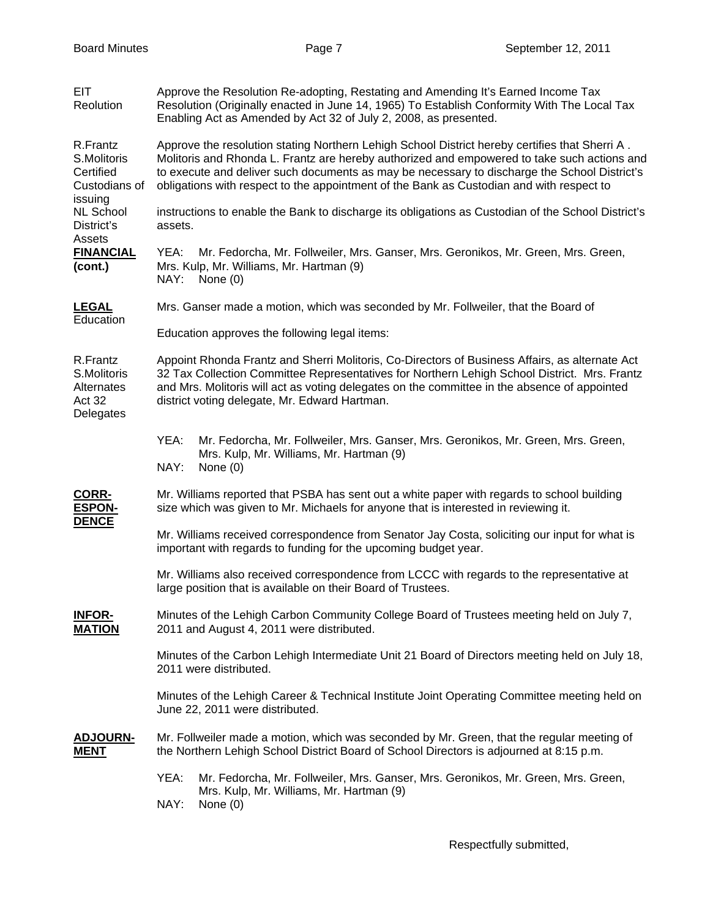**EIT Reolution** — Approve the Resolution Re-adopting, Restating and Amending It's Earned Income Tax Resolution (Originally enacted in June 14, 1965) To Establish Conformity With The Local Tax Enabling Act as Amended by Act 32 of July 2, 2008, as presented.

**R.Frantz S.Molitoris Certified Custodians of issuing NL School District's Assets** — Approve the resolution stating Northern Lehigh School District hereby certifies that Sherri A . Molitoris and Rhonda L. Frantz are hereby authorized and empowered to take such actions and to execute and deliver such documents as may be necessary to discharge the School District's obligations with respect to the appointment of the Bank as Custodian and with respect to instructions to enable the Bank to discharge its obligations as Custodian of the School District's assets.

**FINANCIAL (cont.)**

YEA: Mr. Fedorcha, Mr. Follweiler, Mrs. Ganser, Mrs. Geronikos, Mr. Green, Mrs. Green, Mrs. Kulp, Mr. Williams, Mr. Hartman (9)
NAY: None (0)

**LEGAL**

**Education** — Mrs. Ganser made a motion, which was seconded by Mr. Follweiler, that the Board of Education approves the following legal items:

**R.Frantz S.Molitoris Alternates Act 32 Delegates** — Appoint Rhonda Frantz and Sherri Molitoris, Co-Directors of Business Affairs, as alternate Act 32 Tax Collection Committee Representatives for Northern Lehigh School District. Mrs. Frantz and Mrs. Molitoris will act as voting delegates on the committee in the absence of appointed district voting delegate, Mr. Edward Hartman.

YEA: Mr. Fedorcha, Mr. Follweiler, Mrs. Ganser, Mrs. Geronikos, Mr. Green, Mrs. Green, Mrs. Kulp, Mr. Williams, Mr. Hartman (9)
NAY: None (0)

**CORRESPONDENCE**

Mr. Williams reported that PSBA has sent out a white paper with regards to school building size which was given to Mr. Michaels for anyone that is interested in reviewing it.

Mr. Williams received correspondence from Senator Jay Costa, soliciting our input for what is important with regards to funding for the upcoming budget year.

Mr. Williams also received correspondence from LCCC with regards to the representative at large position that is available on their Board of Trustees.

**INFORMATION**

Minutes of the Lehigh Carbon Community College Board of Trustees meeting held on July 7, 2011 and August 4, 2011 were distributed.

Minutes of the Carbon Lehigh Intermediate Unit 21 Board of Directors meeting held on July 18, 2011 were distributed.

Minutes of the Lehigh Career & Technical Institute Joint Operating Committee meeting held on June 22, 2011 were distributed.

**ADJOURNMENT**

Mr. Follweiler made a motion, which was seconded by Mr. Green, that the regular meeting of the Northern Lehigh School District Board of School Directors is adjourned at 8:15 p.m.

YEA: Mr. Fedorcha, Mr. Follweiler, Mrs. Ganser, Mrs. Geronikos, Mr. Green, Mrs. Green, Mrs. Kulp, Mr. Williams, Mr. Hartman (9)
NAY: None (0)

Respectfully submitted,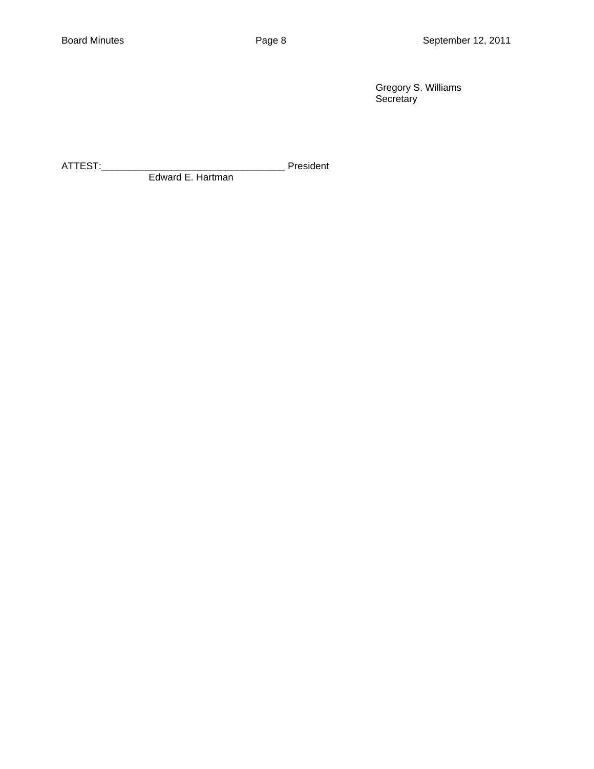Gregory S. Williams
Secretary

ATTEST:__________________________________ President
Edward E. Hartman